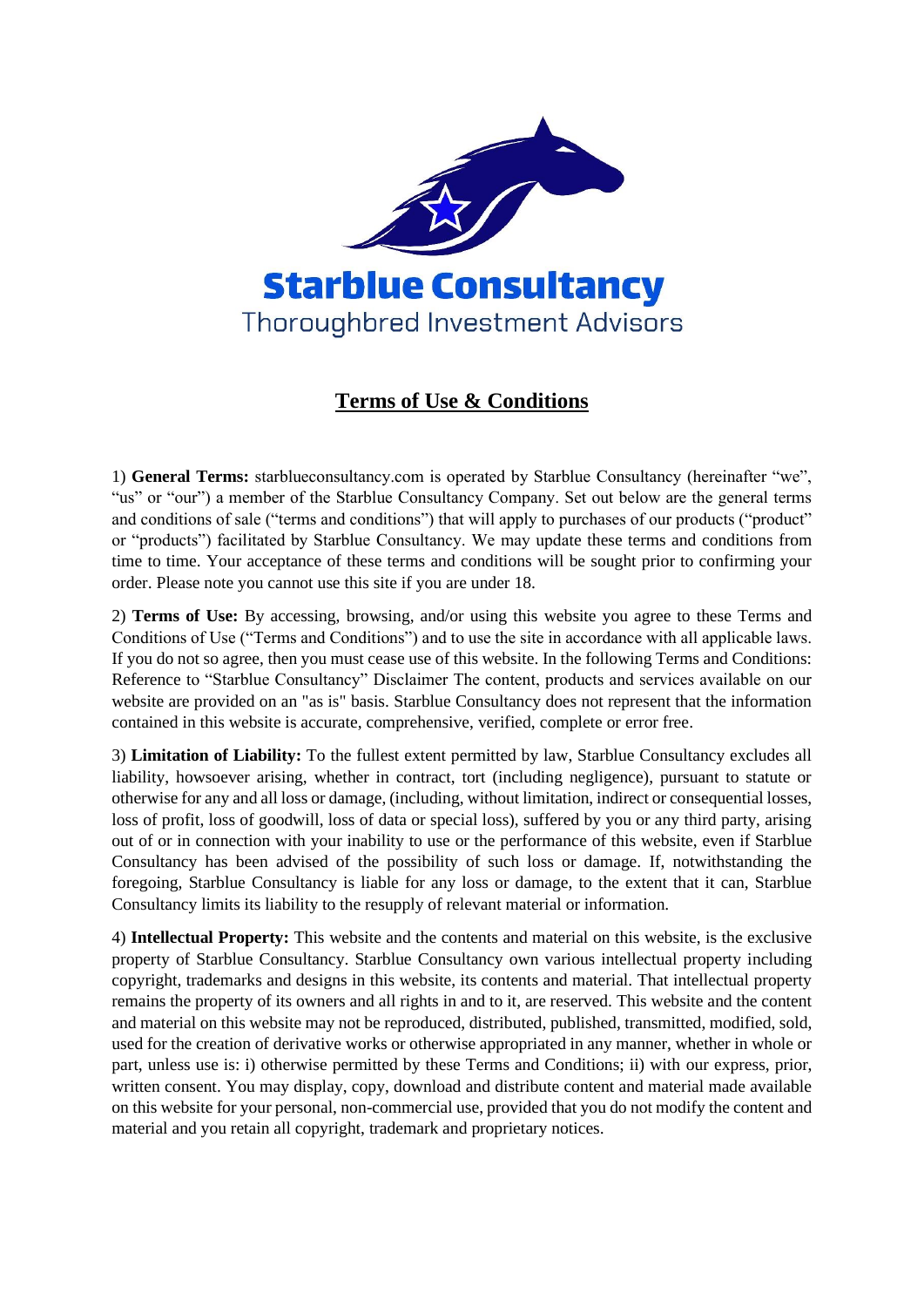**Starblue Consultancy**

Thoroughbred Investment Advisors

# Terms of Use & Conditions

1) **General Terms:** starblueconsultancy.com is operated by Starblue Consultancy (hereinafter "we", "us" or "our") a member of the Starblue Consultancy Company. Set out below are the general terms and conditions of sale ("terms and conditions") that will apply to purchases of our products ("product" or "products") facilitated by Starblue Consultancy. We may update these terms and conditions from time to time. Your acceptance of these terms and conditions will be sought prior to confirming your order. Please note you cannot use this site if you are under 18.

2) **Terms of Use:** By accessing, browsing, and/or using this website you agree to these Terms and Conditions of Use ("Terms and Conditions") and to use the site in accordance with all applicable laws. If you do not so agree, then you must cease use of this website. In the following Terms and Conditions: Reference to "Starblue Consultancy" Disclaimer The content, products and services available on our website are provided on an "as is" basis. Starblue Consultancy does not represent that the information contained in this website is accurate, comprehensive, verified, complete or error free.

3) **Limitation of Liability:** To the fullest extent permitted by law, Starblue Consultancy excludes all liability, howsoever arising, whether in contract, tort (including negligence), pursuant to statute or otherwise for any and all loss or damage, (including, without limitation, indirect or consequential losses, loss of profit, loss of goodwill, loss of data or special loss), suffered by you or any third party, arising out of or in connection with your inability to use or the performance of this website, even if Starblue Consultancy has been advised of the possibility of such loss or damage. If, notwithstanding the foregoing, Starblue Consultancy is liable for any loss or damage, to the extent that it can, Starblue Consultancy limits its liability to the resupply of relevant material or information.

4) **Intellectual Property:** This website and the contents and material on this website, is the exclusive property of Starblue Consultancy. Starblue Consultancy own various intellectual property including copyright, trademarks and designs in this website, its contents and material. That intellectual property remains the property of its owners and all rights in and to it, are reserved. This website and the content and material on this website may not be reproduced, distributed, published, transmitted, modified, sold, used for the creation of derivative works or otherwise appropriated in any manner, whether in whole or part, unless use is: i) otherwise permitted by these Terms and Conditions; ii) with our express, prior, written consent. You may display, copy, download and distribute content and material made available on this website for your personal, non-commercial use, provided that you do not modify the content and material and you retain all copyright, trademark and proprietary notices.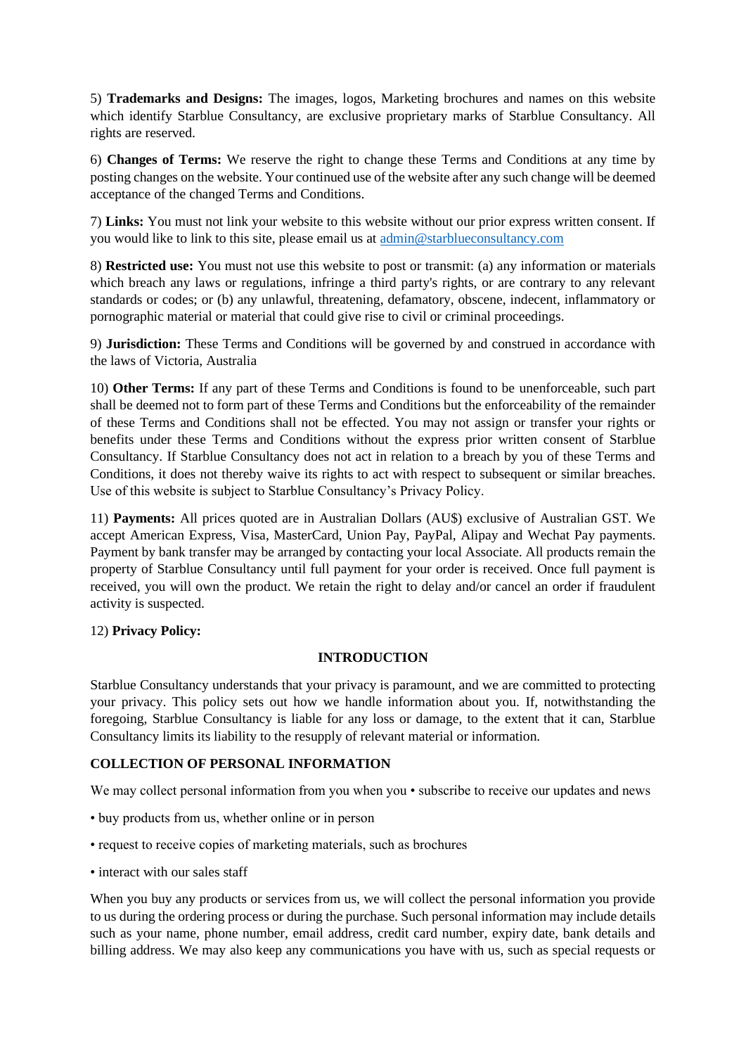5) **Trademarks and Designs:** The images, logos, Marketing brochures and names on this website which identify Starblue Consultancy, are exclusive proprietary marks of Starblue Consultancy. All rights are reserved.

6) **Changes of Terms:** We reserve the right to change these Terms and Conditions at any time by posting changes on the website. Your continued use of the website after any such change will be deemed acceptance of the changed Terms and Conditions.

7) **Links:** You must not link your website to this website without our prior express written consent. If you would like to link to this site, please email us at admin@starblueconsultancy.com

8) **Restricted use:** You must not use this website to post or transmit: (a) any information or materials which breach any laws or regulations, infringe a third party's rights, or are contrary to any relevant standards or codes; or (b) any unlawful, threatening, defamatory, obscene, indecent, inflammatory or pornographic material or material that could give rise to civil or criminal proceedings.

9) **Jurisdiction:** These Terms and Conditions will be governed by and construed in accordance with the laws of Victoria, Australia

10) **Other Terms:** If any part of these Terms and Conditions is found to be unenforceable, such part shall be deemed not to form part of these Terms and Conditions but the enforceability of the remainder of these Terms and Conditions shall not be effected. You may not assign or transfer your rights or benefits under these Terms and Conditions without the express prior written consent of Starblue Consultancy. If Starblue Consultancy does not act in relation to a breach by you of these Terms and Conditions, it does not thereby waive its rights to act with respect to subsequent or similar breaches. Use of this website is subject to Starblue Consultancy's Privacy Policy.

11) **Payments:** All prices quoted are in Australian Dollars (AU$) exclusive of Australian GST. We accept American Express, Visa, MasterCard, Union Pay, PayPal, Alipay and Wechat Pay payments. Payment by bank transfer may be arranged by contacting your local Associate. All products remain the property of Starblue Consultancy until full payment for your order is received. Once full payment is received, you will own the product. We retain the right to delay and/or cancel an order if fraudulent activity is suspected.

12) **Privacy Policy:**

**INTRODUCTION**

Starblue Consultancy understands that your privacy is paramount, and we are committed to protecting your privacy. This policy sets out how we handle information about you. If, notwithstanding the foregoing, Starblue Consultancy is liable for any loss or damage, to the extent that it can, Starblue Consultancy limits its liability to the resupply of relevant material or information.

**COLLECTION OF PERSONAL INFORMATION**

We may collect personal information from you when you • subscribe to receive our updates and news

• buy products from us, whether online or in person

• request to receive copies of marketing materials, such as brochures

• interact with our sales staff

When you buy any products or services from us, we will collect the personal information you provide to us during the ordering process or during the purchase. Such personal information may include details such as your name, phone number, email address, credit card number, expiry date, bank details and billing address. We may also keep any communications you have with us, such as special requests or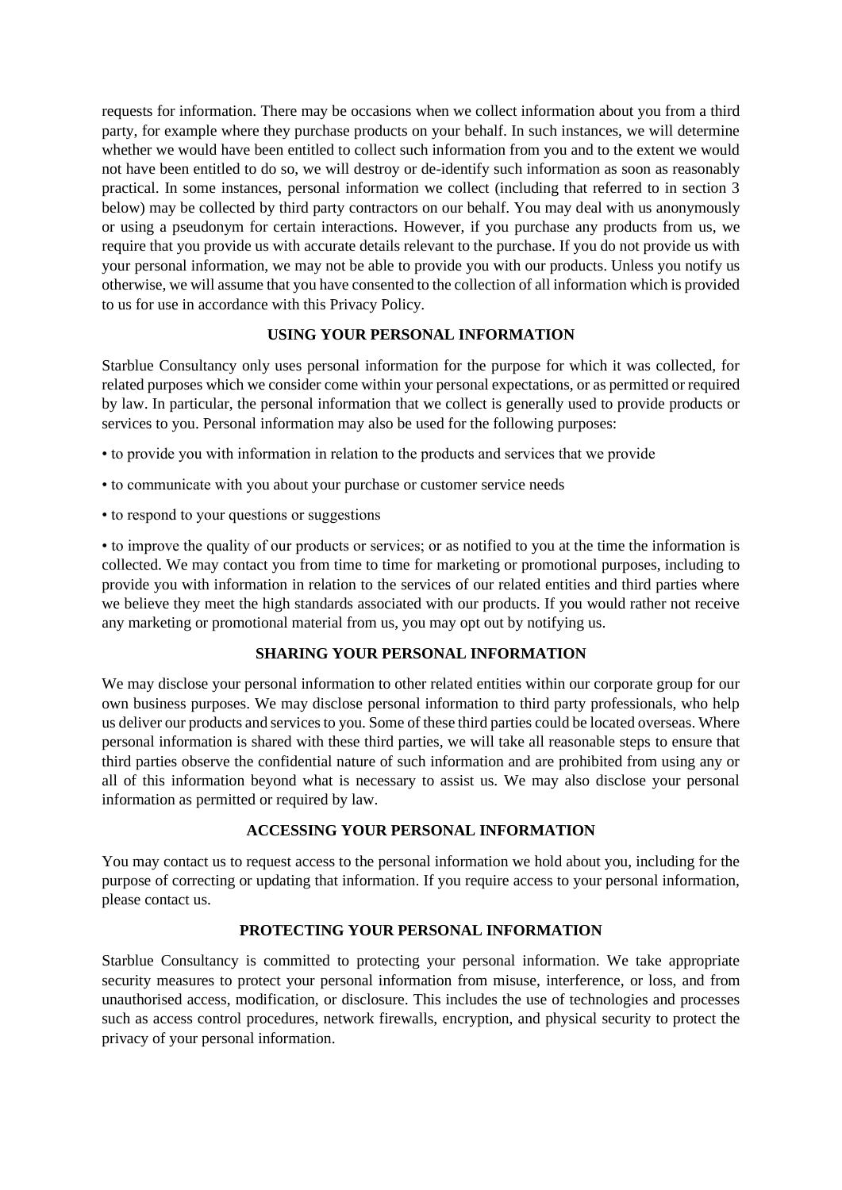requests for information. There may be occasions when we collect information about you from a third party, for example where they purchase products on your behalf. In such instances, we will determine whether we would have been entitled to collect such information from you and to the extent we would not have been entitled to do so, we will destroy or de-identify such information as soon as reasonably practical. In some instances, personal information we collect (including that referred to in section 3 below) may be collected by third party contractors on our behalf. You may deal with us anonymously or using a pseudonym for certain interactions. However, if you purchase any products from us, we require that you provide us with accurate details relevant to the purchase. If you do not provide us with your personal information, we may not be able to provide you with our products. Unless you notify us otherwise, we will assume that you have consented to the collection of all information which is provided to us for use in accordance with this Privacy Policy.

## USING YOUR PERSONAL INFORMATION

Starblue Consultancy only uses personal information for the purpose for which it was collected, for related purposes which we consider come within your personal expectations, or as permitted or required by law. In particular, the personal information that we collect is generally used to provide products or services to you. Personal information may also be used for the following purposes:

- to provide you with information in relation to the products and services that we provide
- to communicate with you about your purchase or customer service needs
- to respond to your questions or suggestions
- to improve the quality of our products or services; or as notified to you at the time the information is collected. We may contact you from time to time for marketing or promotional purposes, including to provide you with information in relation to the services of our related entities and third parties where we believe they meet the high standards associated with our products. If you would rather not receive any marketing or promotional material from us, you may opt out by notifying us.

## SHARING YOUR PERSONAL INFORMATION

We may disclose your personal information to other related entities within our corporate group for our own business purposes. We may disclose personal information to third party professionals, who help us deliver our products and services to you. Some of these third parties could be located overseas. Where personal information is shared with these third parties, we will take all reasonable steps to ensure that third parties observe the confidential nature of such information and are prohibited from using any or all of this information beyond what is necessary to assist us. We may also disclose your personal information as permitted or required by law.

## ACCESSING YOUR PERSONAL INFORMATION

You may contact us to request access to the personal information we hold about you, including for the purpose of correcting or updating that information. If you require access to your personal information, please contact us.

## PROTECTING YOUR PERSONAL INFORMATION

Starblue Consultancy is committed to protecting your personal information. We take appropriate security measures to protect your personal information from misuse, interference, or loss, and from unauthorised access, modification, or disclosure. This includes the use of technologies and processes such as access control procedures, network firewalls, encryption, and physical security to protect the privacy of your personal information.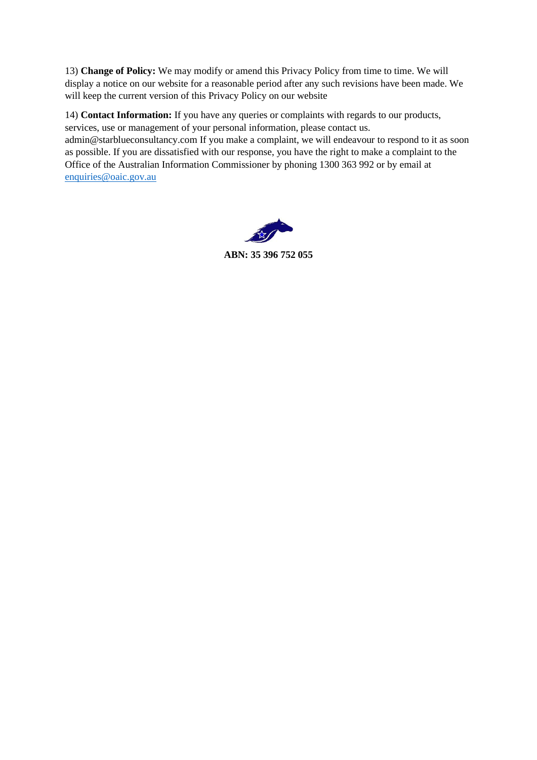13) **Change of Policy:** We may modify or amend this Privacy Policy from time to time. We will display a notice on our website for a reasonable period after any such revisions have been made. We will keep the current version of this Privacy Policy on our website

14) **Contact Information:** If you have any queries or complaints with regards to our products, services, use or management of your personal information, please contact us. admin@starblueconsultancy.com If you make a complaint, we will endeavour to respond to it as soon as possible. If you are dissatisfied with our response, you have the right to make a complaint to the Office of the Australian Information Commissioner by phoning 1300 363 992 or by email at enquiries@oaic.gov.au

**ABN: 35 396 752 055**